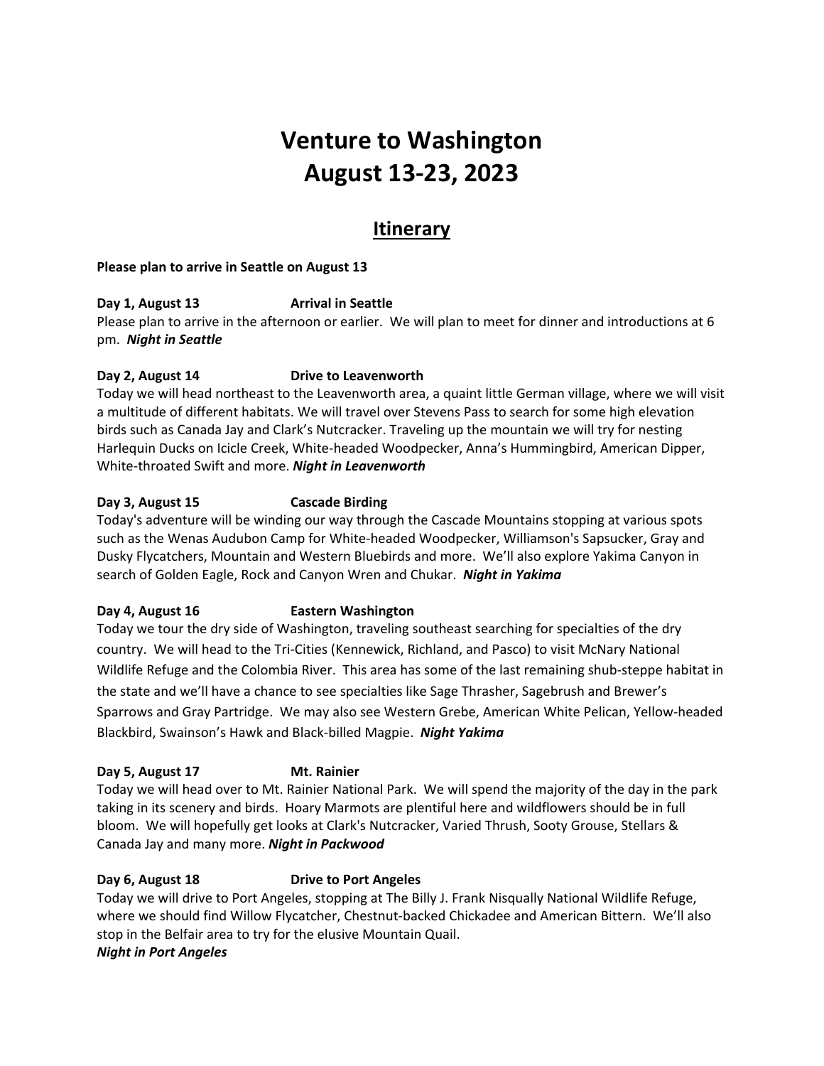# Venture to Washington
# August 13-23, 2023

## Itinerary

**Please plan to arrive in Seattle on August 13**

**Day 1, August 13 Arrival in Seattle**

Please plan to arrive in the afternoon or earlier. We will plan to meet for dinner and introductions at 6 pm. ***Night in Seattle***

**Day 2, August 14 Drive to Leavenworth**

Today we will head northeast to the Leavenworth area, a quaint little German village, where we will visit a multitude of different habitats. We will travel over Stevens Pass to search for some high elevation birds such as Canada Jay and Clark's Nutcracker. Traveling up the mountain we will try for nesting Harlequin Ducks on Icicle Creek, White-headed Woodpecker, Anna's Hummingbird, American Dipper, White-throated Swift and more. ***Night in Leavenworth***

**Day 3, August 15 Cascade Birding**

Today's adventure will be winding our way through the Cascade Mountains stopping at various spots such as the Wenas Audubon Camp for White-headed Woodpecker, Williamson's Sapsucker, Gray and Dusky Flycatchers, Mountain and Western Bluebirds and more. We'll also explore Yakima Canyon in search of Golden Eagle, Rock and Canyon Wren and Chukar. ***Night in Yakima***

**Day 4, August 16 Eastern Washington**

Today we tour the dry side of Washington, traveling southeast searching for specialties of the dry country. We will head to the Tri-Cities (Kennewick, Richland, and Pasco) to visit McNary National Wildlife Refuge and the Colombia River. This area has some of the last remaining shub-steppe habitat in the state and we'll have a chance to see specialties like Sage Thrasher, Sagebrush and Brewer's Sparrows and Gray Partridge. We may also see Western Grebe, American White Pelican, Yellow-headed Blackbird, Swainson's Hawk and Black-billed Magpie. ***Night Yakima***

**Day 5, August 17 Mt. Rainier**

Today we will head over to Mt. Rainier National Park. We will spend the majority of the day in the park taking in its scenery and birds. Hoary Marmots are plentiful here and wildflowers should be in full bloom. We will hopefully get looks at Clark's Nutcracker, Varied Thrush, Sooty Grouse, Stellars & Canada Jay and many more. ***Night in Packwood***

**Day 6, August 18 Drive to Port Angeles**

Today we will drive to Port Angeles, stopping at The Billy J. Frank Nisqually National Wildlife Refuge, where we should find Willow Flycatcher, Chestnut-backed Chickadee and American Bittern. We'll also stop in the Belfair area to try for the elusive Mountain Quail.
***Night in Port Angeles***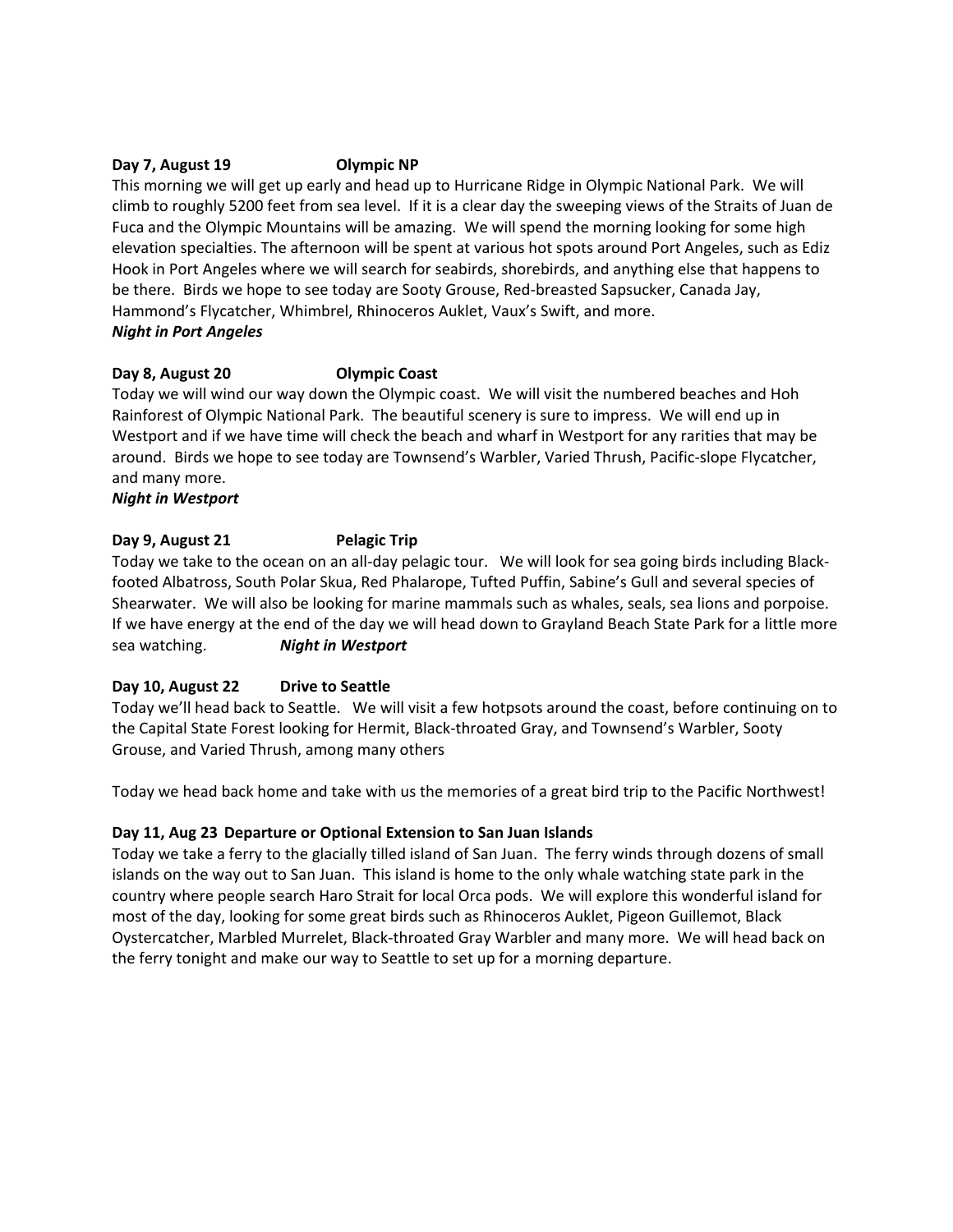**Day 7, August 19** **Olympic NP**

This morning we will get up early and head up to Hurricane Ridge in Olympic National Park. We will climb to roughly 5200 feet from sea level. If it is a clear day the sweeping views of the Straits of Juan de Fuca and the Olympic Mountains will be amazing. We will spend the morning looking for some high elevation specialties. The afternoon will be spent at various hot spots around Port Angeles, such as Ediz Hook in Port Angeles where we will search for seabirds, shorebirds, and anything else that happens to be there. Birds we hope to see today are Sooty Grouse, Red-breasted Sapsucker, Canada Jay, Hammond's Flycatcher, Whimbrel, Rhinoceros Auklet, Vaux's Swift, and more.

***Night in Port Angeles***

**Day 8, August 20** **Olympic Coast**

Today we will wind our way down the Olympic coast. We will visit the numbered beaches and Hoh Rainforest of Olympic National Park. The beautiful scenery is sure to impress. We will end up in Westport and if we have time will check the beach and wharf in Westport for any rarities that may be around. Birds we hope to see today are Townsend's Warbler, Varied Thrush, Pacific-slope Flycatcher, and many more.

***Night in Westport***

**Day 9, August 21** **Pelagic Trip**

Today we take to the ocean on an all-day pelagic tour. We will look for sea going birds including Black-footed Albatross, South Polar Skua, Red Phalarope, Tufted Puffin, Sabine's Gull and several species of Shearwater. We will also be looking for marine mammals such as whales, seals, sea lions and porpoise. If we have energy at the end of the day we will head down to Grayland Beach State Park for a little more sea watching. ***Night in Westport***

**Day 10, August 22** **Drive to Seattle**

Today we'll head back to Seattle. We will visit a few hotpsots around the coast, before continuing on to the Capital State Forest looking for Hermit, Black-throated Gray, and Townsend's Warbler, Sooty Grouse, and Varied Thrush, among many others

Today we head back home and take with us the memories of a great bird trip to the Pacific Northwest!

**Day 11, Aug 23 Departure or Optional Extension to San Juan Islands**

Today we take a ferry to the glacially tilled island of San Juan. The ferry winds through dozens of small islands on the way out to San Juan. This island is home to the only whale watching state park in the country where people search Haro Strait for local Orca pods. We will explore this wonderful island for most of the day, looking for some great birds such as Rhinoceros Auklet, Pigeon Guillemot, Black Oystercatcher, Marbled Murrelet, Black-throated Gray Warbler and many more. We will head back on the ferry tonight and make our way to Seattle to set up for a morning departure.